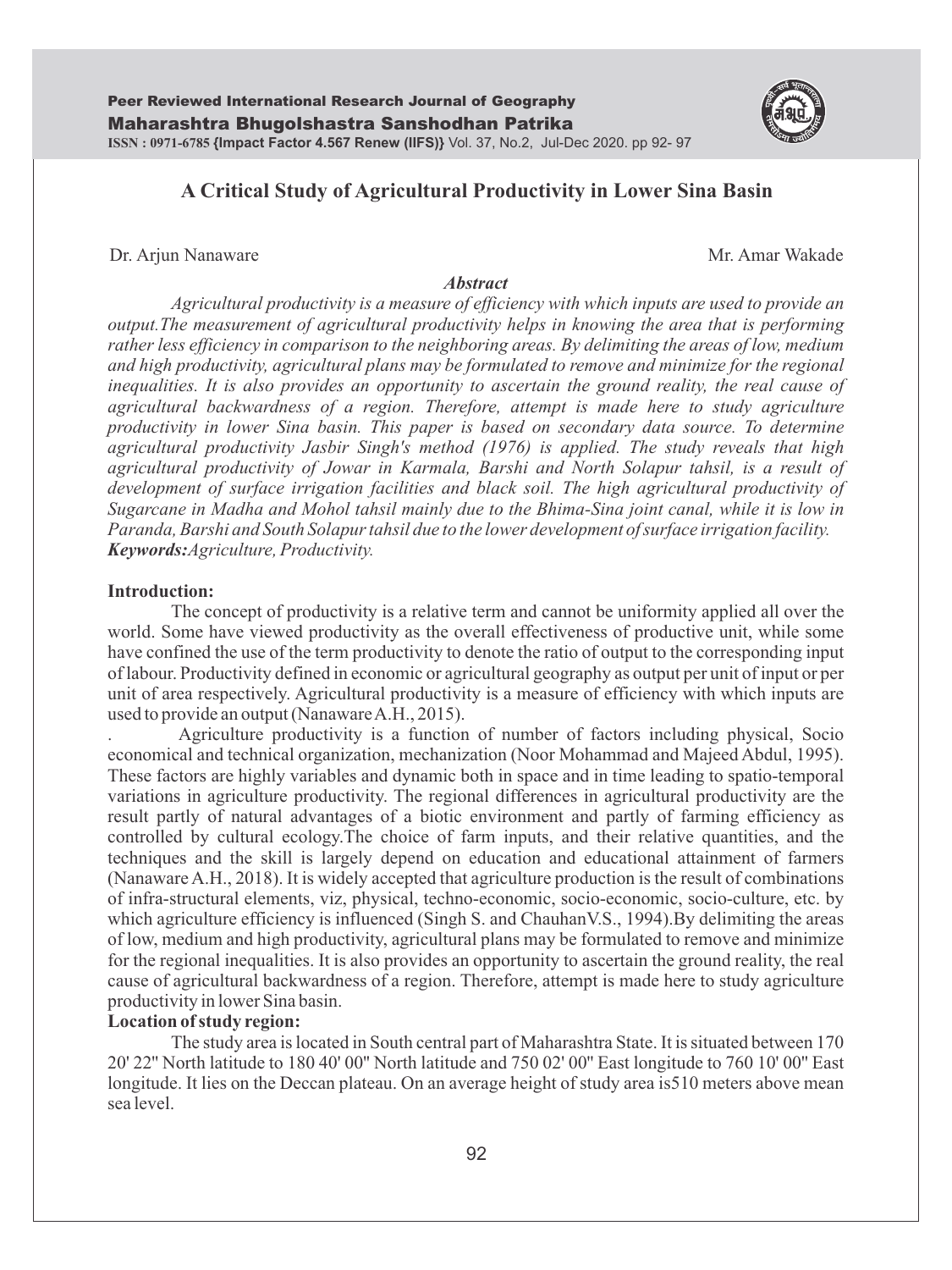# A Critical Study of Agricultural Productivity in Lower Sina Basin

Dr. Arjun Nanaware　　　　　　　　　　　　　　　　　　　　　　　　　　　　Mr. Amar Wakade

***Abstract***

*Agricultural productivity is a measure of efficiency with which inputs are used to provide an output.The measurement of agricultural productivity helps in knowing the area that is performing rather less efficiency in comparison to the neighboring areas. By delimiting the areas of low, medium and high productivity, agricultural plans may be formulated to remove and minimize for the regional inequalities. It is also provides an opportunity to ascertain the ground reality, the real cause of agricultural backwardness of a region. Therefore, attempt is made here to study agriculture productivity in lower Sina basin. This paper is based on secondary data source. To determine agricultural productivity Jasbir Singh's method (1976) is applied. The study reveals that high agricultural productivity of Jowar in Karmala, Barshi and North Solapur tahsil, is a result of development of surface irrigation facilities and black soil. The high agricultural productivity of Sugarcane in Madha and Mohol tahsil mainly due to the Bhima-Sina joint canal, while it is low in Paranda, Barshi and South Solapur tahsil due to the lower development of surface irrigation facility.*

***Keywords:****Agriculture, Productivity.*

**Introduction:**

The concept of productivity is a relative term and cannot be uniformity applied all over the world. Some have viewed productivity as the overall effectiveness of productive unit, while some have confined the use of the term productivity to denote the ratio of output to the corresponding input of labour. Productivity defined in economic or agricultural geography as output per unit of input or per unit of area respectively. Agricultural productivity is a measure of efficiency with which inputs are used to provide an output (Nanaware A.H., 2015).

. Agriculture productivity is a function of number of factors including physical, Socio economical and technical organization, mechanization (Noor Mohammad and Majeed Abdul, 1995). These factors are highly variables and dynamic both in space and in time leading to spatio-temporal variations in agriculture productivity. The regional differences in agricultural productivity are the result partly of natural advantages of a biotic environment and partly of farming efficiency as controlled by cultural ecology.The choice of farm inputs, and their relative quantities, and the techniques and the skill is largely depend on education and educational attainment of farmers (Nanaware A.H., 2018). It is widely accepted that agriculture production is the result of combinations of infra-structural elements, viz, physical, techno-economic, socio-economic, socio-culture, etc. by which agriculture efficiency is influenced (Singh S. and ChauhanV.S., 1994).By delimiting the areas of low, medium and high productivity, agricultural plans may be formulated to remove and minimize for the regional inequalities. It is also provides an opportunity to ascertain the ground reality, the real cause of agricultural backwardness of a region. Therefore, attempt is made here to study agriculture productivity in lower Sina basin.

**Location of study region:**

The study area is located in South central part of Maharashtra State. It is situated between 170 20' 22" North latitude to 180 40' 00" North latitude and 750 02' 00" East longitude to 760 10' 00" East longitude. It lies on the Deccan plateau. On an average height of study area is510 meters above mean sea level.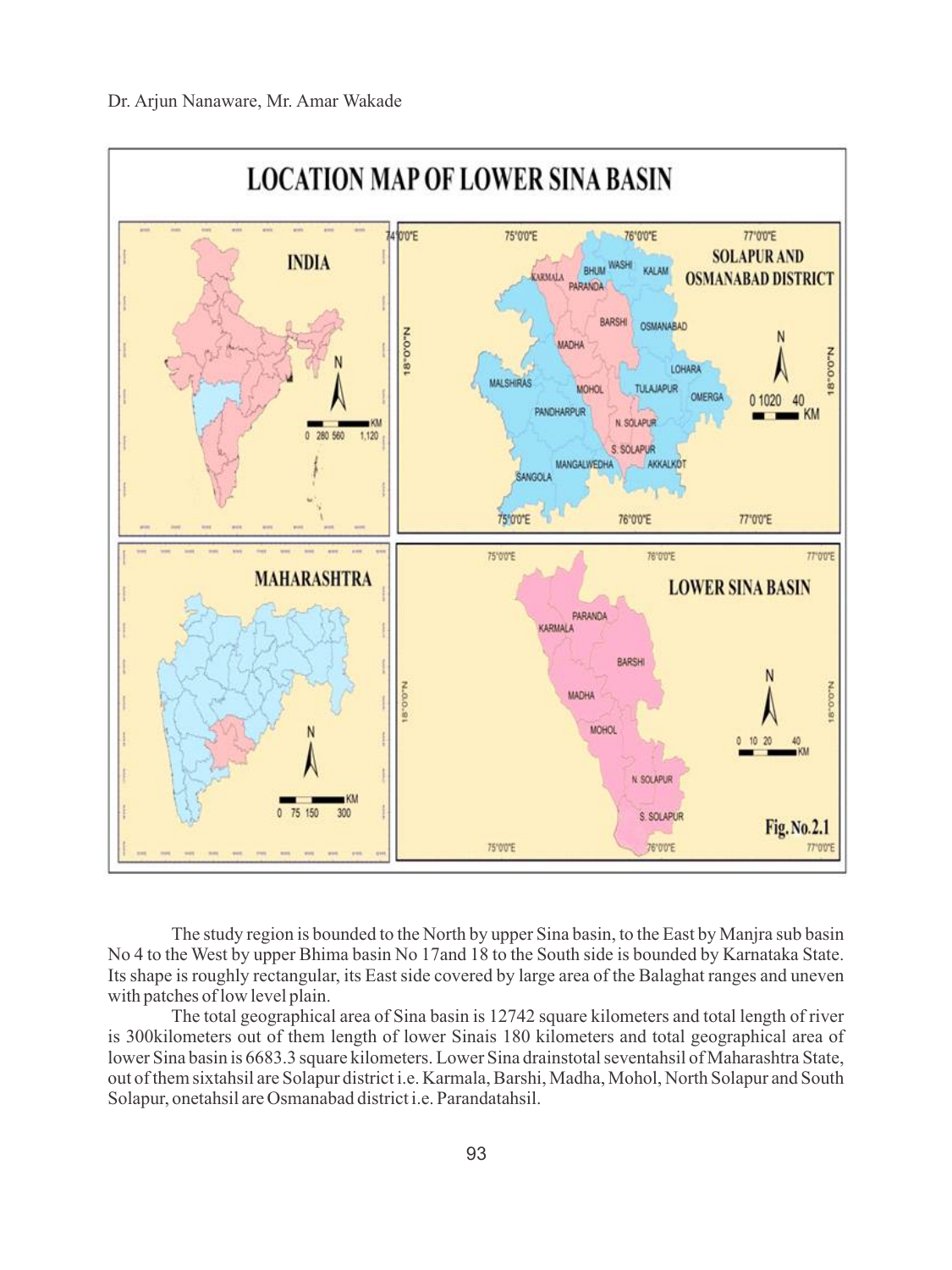LOCATION MAP OF LOWER SINA BASIN

Fig. No.2.1

The study region is bounded to the North by upper Sina basin, to the East by Manjra sub basin No 4 to the West by upper Bhima basin No 17and 18 to the South side is bounded by Karnataka State. Its shape is roughly rectangular, its East side covered by large area of the Balaghat ranges and uneven with patches of low level plain.

The total geographical area of Sina basin is 12742 square kilometers and total length of river is 300kilometers out of them length of lower Sinais 180 kilometers and total geographical area of lower Sina basin is 6683.3 square kilometers. Lower Sina drainstotal seventahsil of Maharashtra State, out of them sixtahsil are Solapur district i.e. Karmala, Barshi, Madha, Mohol, North Solapur and South Solapur, onetahsil are Osmanabad district i.e. Parandatahsil.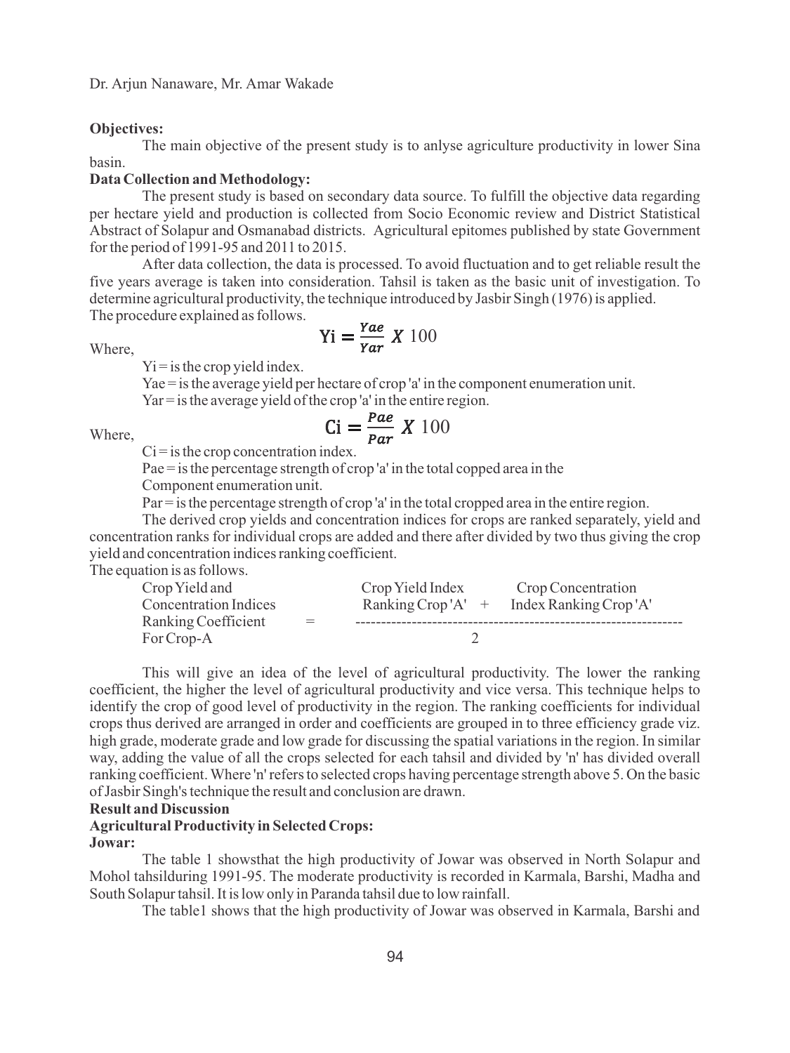Dr. Arjun Nanaware, Mr. Amar Wakade

**Objectives:**

The main objective of the present study is to anlyse agriculture productivity in lower Sina basin.

**Data Collection and Methodology:**

The present study is based on secondary data source. To fulfill the objective data regarding per hectare yield and production is collected from Socio Economic review and District Statistical Abstract of Solapur and Osmanabad districts. Agricultural epitomes published by state Government for the period of 1991-95 and 2011 to 2015.

After data collection, the data is processed. To avoid fluctuation and to get reliable result the five years average is taken into consideration. Tahsil is taken as the basic unit of investigation. To determine agricultural productivity, the technique introduced by Jasbir Singh (1976) is applied.

The procedure explained as follows.

$$Yi = \frac{Yae}{Yar} X\ 100$$

Where,

Yi = is the crop yield index.

Yae = is the average yield per hectare of crop 'a' in the component enumeration unit.

Yar = is the average yield of the crop 'a' in the entire region.

$$Ci = \frac{Pae}{Par} X\ 100$$

Where,

Ci = is the crop concentration index.

Pae = is the percentage strength of crop 'a' in the total copped area in the Component enumeration unit.

Par = is the percentage strength of crop 'a' in the total cropped area in the entire region.

The derived crop yields and concentration indices for crops are ranked separately, yield and concentration ranks for individual crops are added and there after divided by two thus giving the crop yield and concentration indices ranking coefficient.

The equation is as follows.

$$\text{Crop Yield and Concentration Indices Ranking Coefficient For Crop-A} = \frac{\text{Crop Yield Index Ranking Crop 'A'} + \text{Crop Concentration Index Ranking Crop 'A'}}{2}$$

This will give an idea of the level of agricultural productivity. The lower the ranking coefficient, the higher the level of agricultural productivity and vice versa. This technique helps to identify the crop of good level of productivity in the region. The ranking coefficients for individual crops thus derived are arranged in order and coefficients are grouped in to three efficiency grade viz. high grade, moderate grade and low grade for discussing the spatial variations in the region. In similar way, adding the value of all the crops selected for each tahsil and divided by 'n' has divided overall ranking coefficient. Where 'n' refers to selected crops having percentage strength above 5. On the basic of Jasbir Singh's technique the result and conclusion are drawn.

**Result and Discussion**

**Agricultural Productivity in Selected Crops:**

**Jowar:**

The table 1 showsthat the high productivity of Jowar was observed in North Solapur and Mohol tahsilduring 1991-95. The moderate productivity is recorded in Karmala, Barshi, Madha and South Solapur tahsil. It is low only in Paranda tahsil due to low rainfall.

The table1 shows that the high productivity of Jowar was observed in Karmala, Barshi and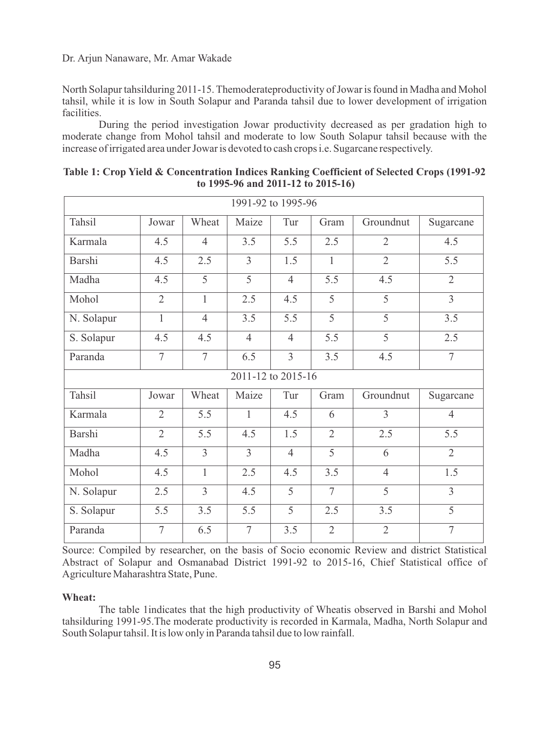North Solapur tahsilduring 2011-15. Themoderateproductivity of Jowar is found in Madha and Mohol tahsil, while it is low in South Solapur and Paranda tahsil due to lower development of irrigation facilities.

During the period investigation Jowar productivity decreased as per gradation high to moderate change from Mohol tahsil and moderate to low South Solapur tahsil because with the increase of irrigated area under Jowar is devoted to cash crops i.e. Sugarcane respectively.

**Table 1: Crop Yield & Concentration Indices Ranking Coefficient of Selected Crops (1991-92 to 1995-96 and 2011-12 to 2015-16)**

| 1991-92 to 1995-96 | | | | | | | |
|---|---|---|---|---|---|---|---|
| Tahsil | Jowar | Wheat | Maize | Tur | Gram | Groundnut | Sugarcane |
| Karmala | 4.5 | 4 | 3.5 | 5.5 | 2.5 | 2 | 4.5 |
| Barshi | 4.5 | 2.5 | 3 | 1.5 | 1 | 2 | 5.5 |
| Madha | 4.5 | 5 | 5 | 4 | 5.5 | 4.5 | 2 |
| Mohol | 2 | 1 | 2.5 | 4.5 | 5 | 5 | 3 |
| N. Solapur | 1 | 4 | 3.5 | 5.5 | 5 | 5 | 3.5 |
| S. Solapur | 4.5 | 4.5 | 4 | 4 | 5.5 | 5 | 2.5 |
| Paranda | 7 | 7 | 6.5 | 3 | 3.5 | 4.5 | 7 |
| 2011-12 to 2015-16 | | | | | | | |
| Tahsil | Jowar | Wheat | Maize | Tur | Gram | Groundnut | Sugarcane |
| Karmala | 2 | 5.5 | 1 | 4.5 | 6 | 3 | 4 |
| Barshi | 2 | 5.5 | 4.5 | 1.5 | 2 | 2.5 | 5.5 |
| Madha | 4.5 | 3 | 3 | 4 | 5 | 6 | 2 |
| Mohol | 4.5 | 1 | 2.5 | 4.5 | 3.5 | 4 | 1.5 |
| N. Solapur | 2.5 | 3 | 4.5 | 5 | 7 | 5 | 3 |
| S. Solapur | 5.5 | 3.5 | 5.5 | 5 | 2.5 | 3.5 | 5 |
| Paranda | 7 | 6.5 | 7 | 3.5 | 2 | 2 | 7 |

Source: Compiled by researcher, on the basis of Socio economic Review and district Statistical Abstract of Solapur and Osmanabad District 1991-92 to 2015-16, Chief Statistical office of Agriculture Maharashtra State, Pune.

**Wheat:**

The table 1indicates that the high productivity of Wheatis observed in Barshi and Mohol tahsilduring 1991-95.The moderate productivity is recorded in Karmala, Madha, North Solapur and South Solapur tahsil. It is low only in Paranda tahsil due to low rainfall.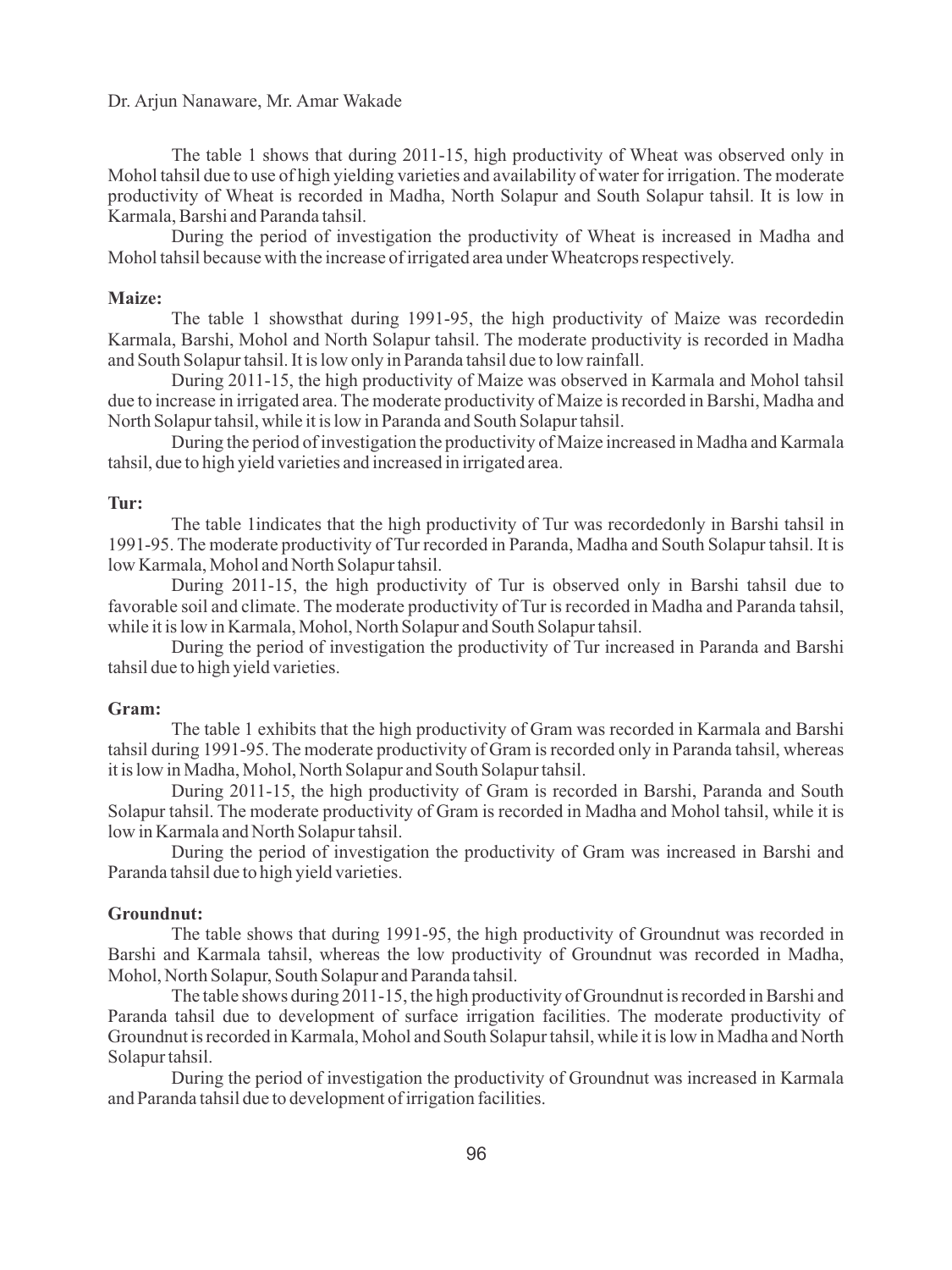The table 1 shows that during 2011-15, high productivity of Wheat was observed only in Mohol tahsil due to use of high yielding varieties and availability of water for irrigation. The moderate productivity of Wheat is recorded in Madha, North Solapur and South Solapur tahsil. It is low in Karmala, Barshi and Paranda tahsil.

During the period of investigation the productivity of Wheat is increased in Madha and Mohol tahsil because with the increase of irrigated area under Wheatcrops respectively.

**Maize:**

The table 1 showsthat during 1991-95, the high productivity of Maize was recordedin Karmala, Barshi, Mohol and North Solapur tahsil. The moderate productivity is recorded in Madha and South Solapur tahsil. It is low only in Paranda tahsil due to low rainfall.

During 2011-15, the high productivity of Maize was observed in Karmala and Mohol tahsil due to increase in irrigated area. The moderate productivity of Maize is recorded in Barshi, Madha and North Solapur tahsil, while it is low in Paranda and South Solapur tahsil.

During the period of investigation the productivity of Maize increased in Madha and Karmala tahsil, due to high yield varieties and increased in irrigated area.

**Tur:**

The table 1indicates that the high productivity of Tur was recordedonly in Barshi tahsil in 1991-95. The moderate productivity of Tur recorded in Paranda, Madha and South Solapur tahsil. It is low Karmala, Mohol and North Solapur tahsil.

During 2011-15, the high productivity of Tur is observed only in Barshi tahsil due to favorable soil and climate. The moderate productivity of Tur is recorded in Madha and Paranda tahsil, while it is low in Karmala, Mohol, North Solapur and South Solapur tahsil.

During the period of investigation the productivity of Tur increased in Paranda and Barshi tahsil due to high yield varieties.

**Gram:**

The table 1 exhibits that the high productivity of Gram was recorded in Karmala and Barshi tahsil during 1991-95. The moderate productivity of Gram is recorded only in Paranda tahsil, whereas it is low in Madha, Mohol, North Solapur and South Solapur tahsil.

During 2011-15, the high productivity of Gram is recorded in Barshi, Paranda and South Solapur tahsil. The moderate productivity of Gram is recorded in Madha and Mohol tahsil, while it is low in Karmala and North Solapur tahsil.

During the period of investigation the productivity of Gram was increased in Barshi and Paranda tahsil due to high yield varieties.

**Groundnut:**

The table shows that during 1991-95, the high productivity of Groundnut was recorded in Barshi and Karmala tahsil, whereas the low productivity of Groundnut was recorded in Madha, Mohol, North Solapur, South Solapur and Paranda tahsil.

The table shows during 2011-15, the high productivity of Groundnut is recorded in Barshi and Paranda tahsil due to development of surface irrigation facilities. The moderate productivity of Groundnut is recorded in Karmala, Mohol and South Solapur tahsil, while it is low in Madha and North Solapur tahsil.

During the period of investigation the productivity of Groundnut was increased in Karmala and Paranda tahsil due to development of irrigation facilities.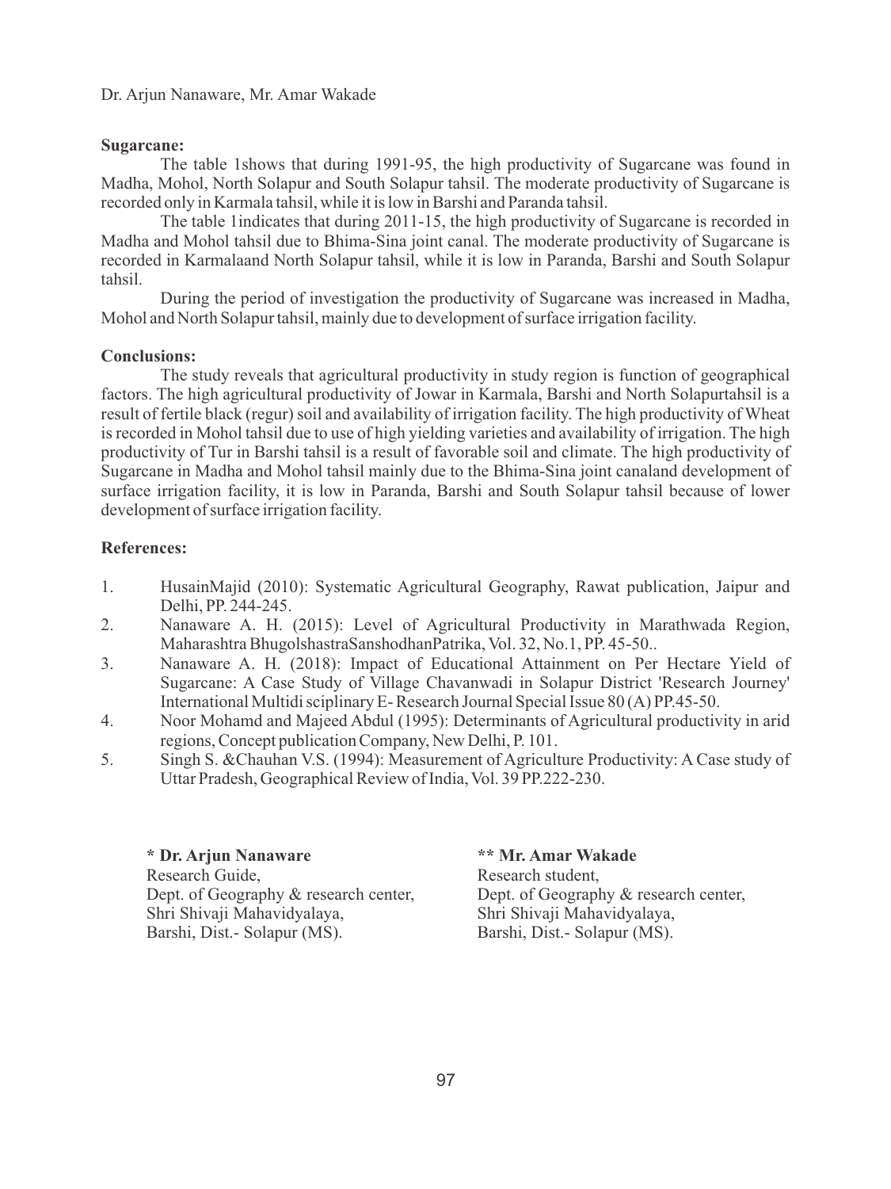**Sugarcane:**

The table 1shows that during 1991-95, the high productivity of Sugarcane was found in Madha, Mohol, North Solapur and South Solapur tahsil. The moderate productivity of Sugarcane is recorded only in Karmala tahsil, while it is low in Barshi and Paranda tahsil.

The table 1indicates that during 2011-15, the high productivity of Sugarcane is recorded in Madha and Mohol tahsil due to Bhima-Sina joint canal. The moderate productivity of Sugarcane is recorded in Karmalaand North Solapur tahsil, while it is low in Paranda, Barshi and South Solapur tahsil.

During the period of investigation the productivity of Sugarcane was increased in Madha, Mohol and North Solapur tahsil, mainly due to development of surface irrigation facility.

**Conclusions:**

The study reveals that agricultural productivity in study region is function of geographical factors. The high agricultural productivity of Jowar in Karmala, Barshi and North Solapurtahsil is a result of fertile black (regur) soil and availability of irrigation facility. The high productivity of Wheat is recorded in Mohol tahsil due to use of high yielding varieties and availability of irrigation. The high productivity of Tur in Barshi tahsil is a result of favorable soil and climate. The high productivity of Sugarcane in Madha and Mohol tahsil mainly due to the Bhima-Sina joint canaland development of surface irrigation facility, it is low in Paranda, Barshi and South Solapur tahsil because of lower development of surface irrigation facility.

**References:**

1. HusainMajid (2010): Systematic Agricultural Geography, Rawat publication, Jaipur and Delhi, PP. 244-245.
2. Nanaware A. H. (2015): Level of Agricultural Productivity in Marathwada Region, Maharashtra BhugolshastraSanshodhanPatrika, Vol. 32, No.1, PP. 45-50..
3. Nanaware A. H. (2018): Impact of Educational Attainment on Per Hectare Yield of Sugarcane: A Case Study of Village Chavanwadi in Solapur District 'Research Journey' International Multidi sciplinary E- Research Journal Special Issue 80 (A) PP.45-50.
4. Noor Mohamd and Majeed Abdul (1995): Determinants of Agricultural productivity in arid regions, Concept publication Company, New Delhi, P. 101.
5. Singh S. &Chauhan V.S. (1994): Measurement of Agriculture Productivity: A Case study of Uttar Pradesh, Geographical Review of India, Vol. 39 PP.222-230.

**\* Dr. Arjun Nanaware**
Research Guide,
Dept. of Geography & research center,
Shri Shivaji Mahavidyalaya,
Barshi, Dist.- Solapur (MS).

**\*\* Mr. Amar Wakade**
Research student,
Dept. of Geography & research center,
Shri Shivaji Mahavidyalaya,
Barshi, Dist.- Solapur (MS).